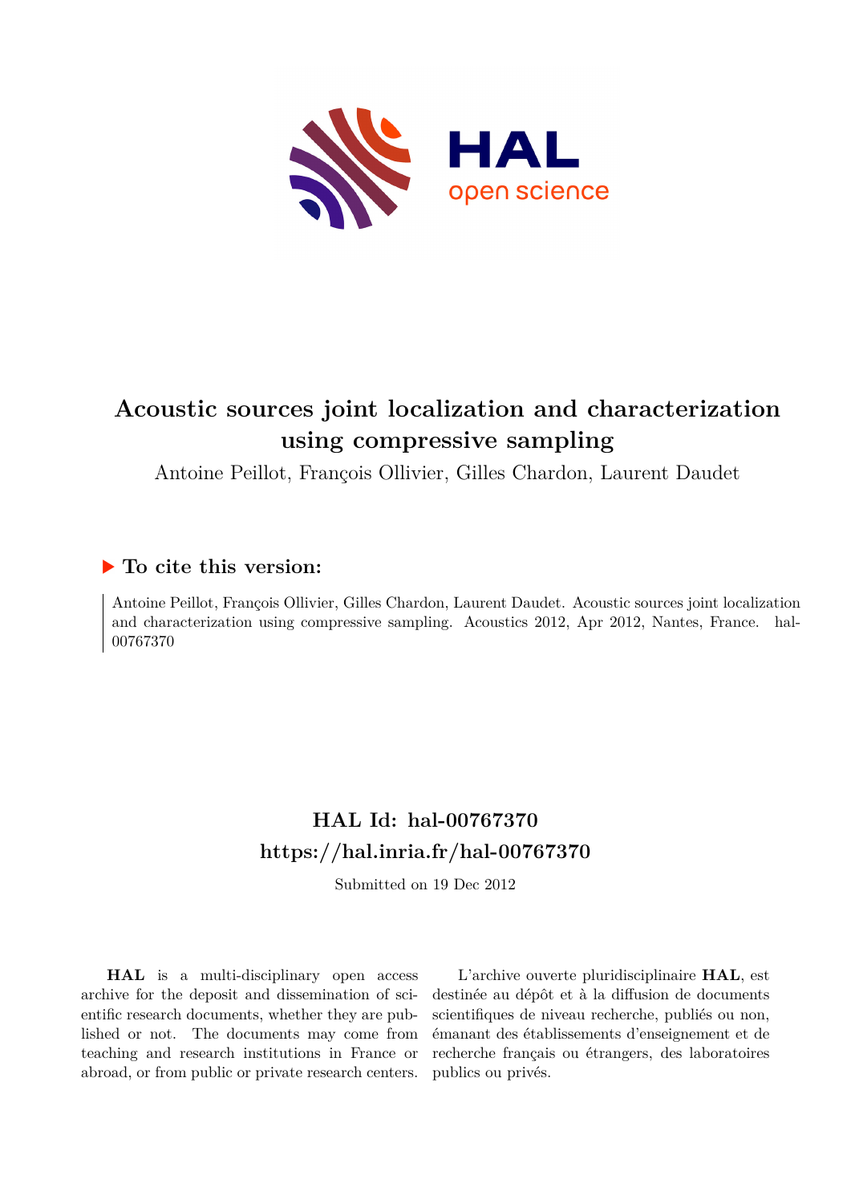# Acoustic sources joint localization and characterization using compressive sampling

Antoine Peillot, François Ollivier, Gilles Chardon, Laurent Daudet

## ▶ To cite this version:

Antoine Peillot, François Ollivier, Gilles Chardon, Laurent Daudet. Acoustic sources joint localization and characterization using compressive sampling. Acoustics 2012, Apr 2012, Nantes, France. hal-00767370

## HAL Id: hal-00767370
## https://hal.inria.fr/hal-00767370

Submitted on 19 Dec 2012

**HAL** is a multi-disciplinary open access archive for the deposit and dissemination of scientific research documents, whether they are published or not. The documents may come from teaching and research institutions in France or abroad, or from public or private research centers.

L'archive ouverte pluridisciplinaire **HAL**, est destinée au dépôt et à la diffusion de documents scientifiques de niveau recherche, publiés ou non, émanant des établissements d'enseignement et de recherche français ou étrangers, des laboratoires publics ou privés.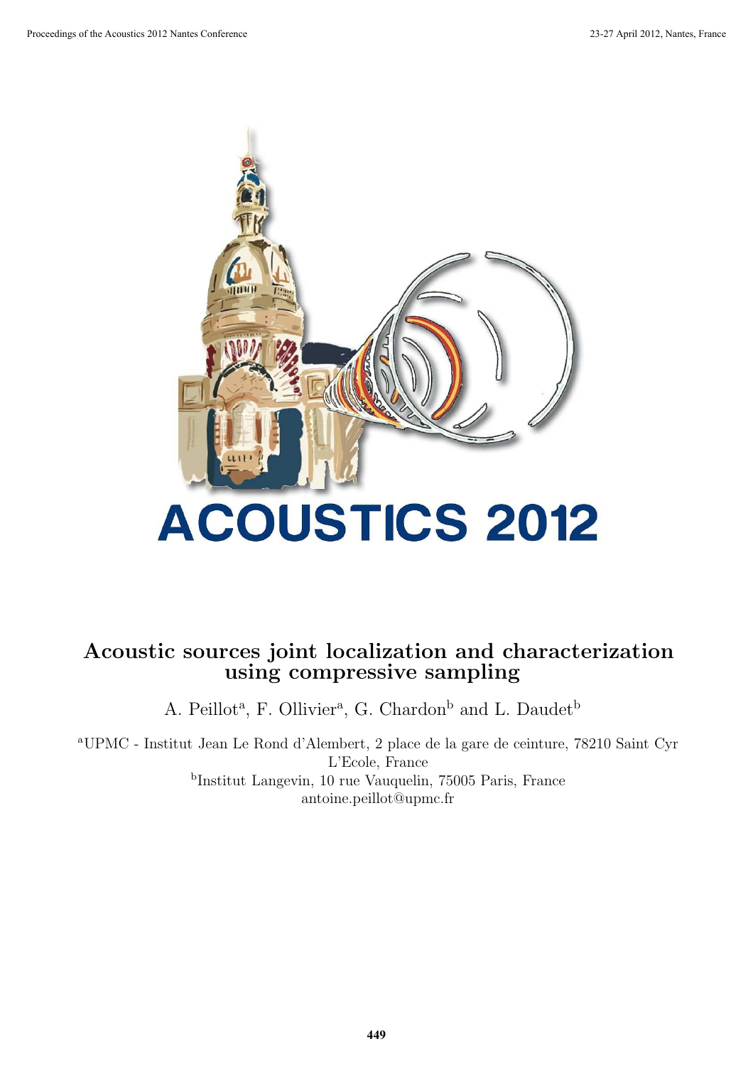# Acoustic sources joint localization and characterization using compressive sampling

A. Peillot[a], F. Ollivier[a], G. Chardon[b] and L. Daudet[b]

[a]UPMC - Institut Jean Le Rond d'Alembert, 2 place de la gare de ceinture, 78210 Saint Cyr L'Ecole, France

[b]Institut Langevin, 10 rue Vauquelin, 75005 Paris, France

antoine.peillot@upmc.fr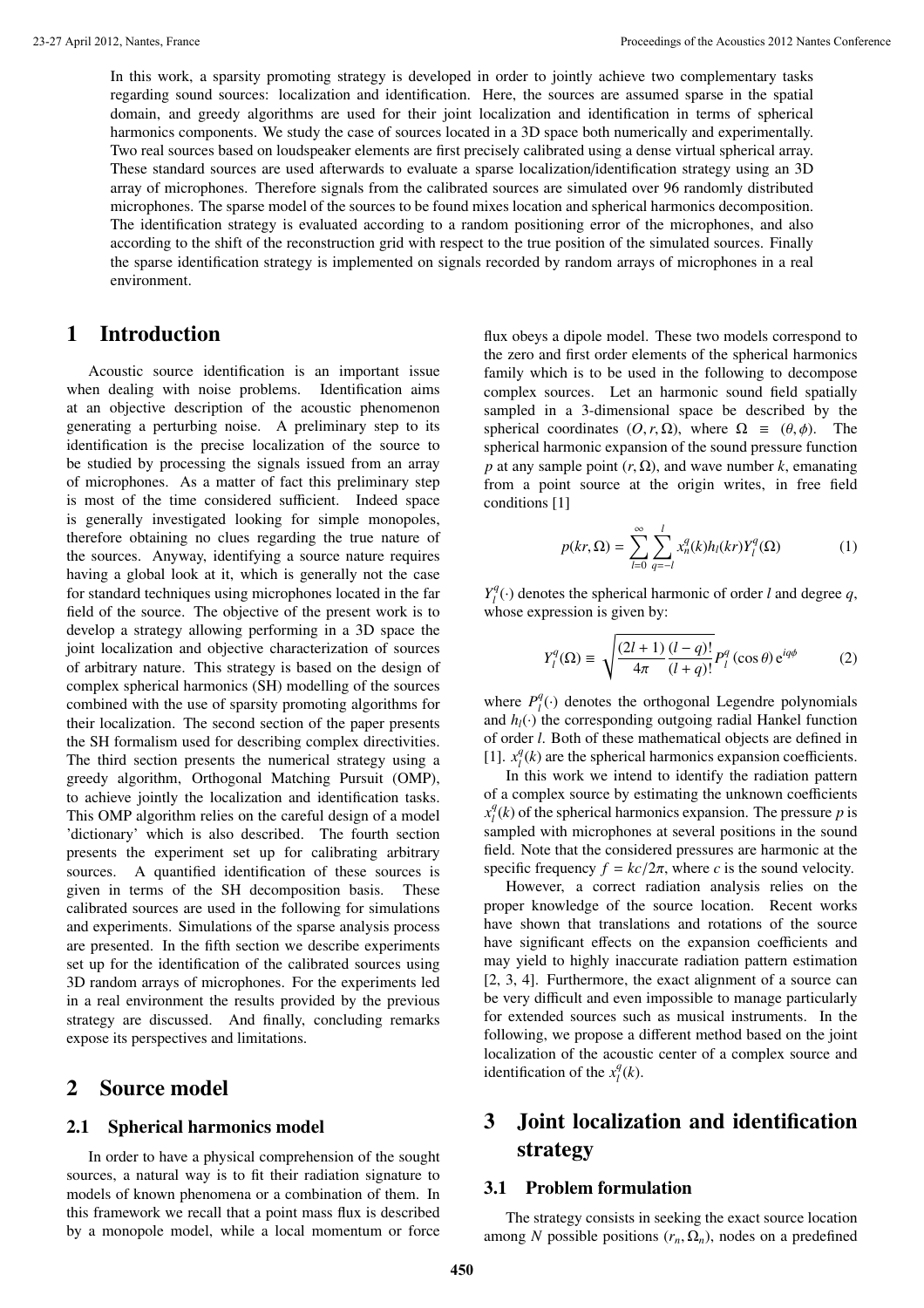In this work, a sparsity promoting strategy is developed in order to jointly achieve two complementary tasks regarding sound sources: localization and identification. Here, the sources are assumed sparse in the spatial domain, and greedy algorithms are used for their joint localization and identification in terms of spherical harmonics components. We study the case of sources located in a 3D space both numerically and experimentally. Two real sources based on loudspeaker elements are first precisely calibrated using a dense virtual spherical array. These standard sources are used afterwards to evaluate a sparse localization/identification strategy using an 3D array of microphones. Therefore signals from the calibrated sources are simulated over 96 randomly distributed microphones. The sparse model of the sources to be found mixes location and spherical harmonics decomposition. The identification strategy is evaluated according to a random positioning error of the microphones, and also according to the shift of the reconstruction grid with respect to the true position of the simulated sources. Finally the sparse identification strategy is implemented on signals recorded by random arrays of microphones in a real environment.

# 1 Introduction

Acoustic source identification is an important issue when dealing with noise problems. Identification aims at an objective description of the acoustic phenomenon generating a perturbing noise. A preliminary step to its identification is the precise localization of the source to be studied by processing the signals issued from an array of microphones. As a matter of fact this preliminary step is most of the time considered sufficient. Indeed space is generally investigated looking for simple monopoles, therefore obtaining no clues regarding the true nature of the sources. Anyway, identifying a source nature requires having a global look at it, which is generally not the case for standard techniques using microphones located in the far field of the source. The objective of the present work is to develop a strategy allowing performing in a 3D space the joint localization and objective characterization of sources of arbitrary nature. This strategy is based on the design of complex spherical harmonics (SH) modelling of the sources combined with the use of sparsity promoting algorithms for their localization. The second section of the paper presents the SH formalism used for describing complex directivities. The third section presents the numerical strategy using a greedy algorithm, Orthogonal Matching Pursuit (OMP), to achieve jointly the localization and identification tasks. This OMP algorithm relies on the careful design of a model 'dictionary' which is also described. The fourth section presents the experiment set up for calibrating arbitrary sources. A quantified identification of these sources is given in terms of the SH decomposition basis. These calibrated sources are used in the following for simulations and experiments. Simulations of the sparse analysis process are presented. In the fifth section we describe experiments set up for the identification of the calibrated sources using 3D random arrays of microphones. For the experiments led in a real environment the results provided by the previous strategy are discussed. And finally, concluding remarks expose its perspectives and limitations.

# 2 Source model

## 2.1 Spherical harmonics model

In order to have a physical comprehension of the sought sources, a natural way is to fit their radiation signature to models of known phenomena or a combination of them. In this framework we recall that a point mass flux is described by a monopole model, while a local momentum or force flux obeys a dipole model. These two models correspond to the zero and first order elements of the spherical harmonics family which is to be used in the following to decompose complex sources. Let an harmonic sound field spatially sampled in a 3-dimensional space be described by the spherical coordinates $(O, r, \Omega)$, where $\Omega \equiv (\theta, \phi)$. The spherical harmonic expansion of the sound pressure function $p$ at any sample point $(r, \Omega)$, and wave number $k$, emanating from a point source at the origin writes, in free field conditions [1]

$$p(kr, \Omega) = \sum_{l=0}^{\infty} \sum_{q=-l}^{l} x_n^q(k) h_l(kr) Y_l^q(\Omega) \tag{1}$$

$Y_l^q(\cdot)$ denotes the spherical harmonic of order $l$ and degree $q$, whose expression is given by:

$$Y_l^q(\Omega) \equiv \sqrt{\frac{(2l+1)}{4\pi} \frac{(l-q)!}{(l+q)!}} P_l^q(\cos\theta)\, \mathrm{e}^{iq\phi} \tag{2}$$

where $P_l^q(\cdot)$ denotes the orthogonal Legendre polynomials and $h_l(\cdot)$ the corresponding outgoing radial Hankel function of order $l$. Both of these mathematical objects are defined in [1]. $x_l^q(k)$ are the spherical harmonics expansion coefficients.

In this work we intend to identify the radiation pattern of a complex source by estimating the unknown coefficients $x_l^q(k)$ of the spherical harmonics expansion. The pressure $p$ is sampled with microphones at several positions in the sound field. Note that the considered pressures are harmonic at the specific frequency $f = kc/2\pi$, where $c$ is the sound velocity.

However, a correct radiation analysis relies on the proper knowledge of the source location. Recent works have shown that translations and rotations of the source have significant effects on the expansion coefficients and may yield to highly inaccurate radiation pattern estimation [2, 3, 4]. Furthermore, the exact alignment of a source can be very difficult and even impossible to manage particularly for extended sources such as musical instruments. In the following, we propose a different method based on the joint localization of the acoustic center of a complex source and identification of the $x_l^q(k)$.

# 3 Joint localization and identification strategy

## 3.1 Problem formulation

The strategy consists in seeking the exact source location among $N$ possible positions $(r_n, \Omega_n)$, nodes on a predefined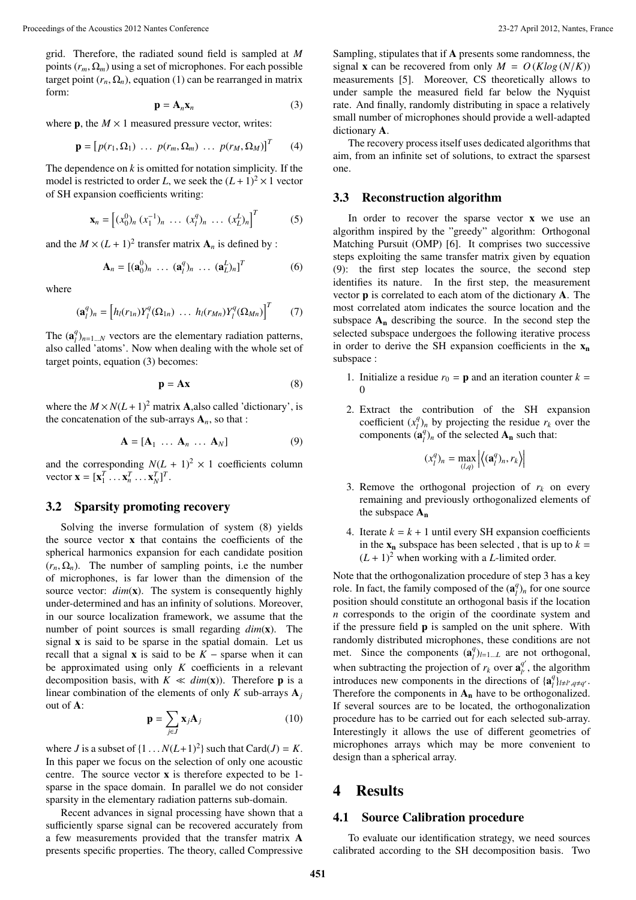grid. Therefore, the radiated sound field is sampled at $M$ points $(r_m, \Omega_m)$ using a set of microphones. For each possible target point $(r_n, \Omega_n)$, equation (1) can be rearranged in matrix form:

$$\mathbf{p} = \mathbf{A}_n \mathbf{x}_n \tag{3}$$

where $\mathbf{p}$, the $M \times 1$ measured pressure vector, writes:

$$\mathbf{p} = \left[ p(r_1, \Omega_1) \; \dots \; p(r_m, \Omega_m) \; \dots \; p(r_M, \Omega_M) \right]^T \tag{4}$$

The dependence on $k$ is omitted for notation simplicity. If the model is restricted to order $L$, we seek the $(L+1)^2 \times 1$ vector of SH expansion coefficients writing:

$$\mathbf{x}_n = \left[ (x_0^0)_n \; (x_1^{-1})_n \; \dots \; (x_l^q)_n \; \dots \; (x_L^L)_n \right]^T \tag{5}$$

and the $M \times (L+1)^2$ transfer matrix $\mathbf{A}_n$ is defined by :

$$\mathbf{A}_n = [(\mathbf{a}_0^0)_n \; \dots \; (\mathbf{a}_l^q)_n \; \dots \; (\mathbf{a}_L^L)_n]^T \tag{6}$$

where

$$(\mathbf{a}_l^q)_n = \left[ h_l(r_{1n}) Y_l^q(\Omega_{1n}) \; \dots \; h_l(r_{Mn}) Y_l^q(\Omega_{Mn}) \right]^T \tag{7}$$

The $(\mathbf{a}_l^q)_{n=1\dots N}$ vectors are the elementary radiation patterns, also called 'atoms'. Now when dealing with the whole set of target points, equation (3) becomes:

$$\mathbf{p} = \mathbf{A}\mathbf{x} \tag{8}$$

where the $M \times N(L+1)^2$ matrix $\mathbf{A}$,also called 'dictionary', is the concatenation of the sub-arrays $\mathbf{A}_n$, so that :

$$\mathbf{A} = [\mathbf{A}_1 \; \dots \; \mathbf{A}_n \; \dots \; \mathbf{A}_N] \tag{9}$$

and the corresponding $N(L+1)^2 \times 1$ coefficients column vector $\mathbf{x} = [\mathbf{x}_1^T \dots \mathbf{x}_n^T \dots \mathbf{x}_N^T]^T$.

## 3.2 Sparsity promoting recovery

Solving the inverse formulation of system (8) yields the source vector $\mathbf{x}$ that contains the coefficients of the spherical harmonics expansion for each candidate position $(r_n, \Omega_n)$. The number of sampling points, i.e the number of microphones, is far lower than the dimension of the source vector: $dim(\mathbf{x})$. The system is consequently highly under-determined and has an infinity of solutions. Moreover, in our source localization framework, we assume that the number of point sources is small regarding $dim(\mathbf{x})$. The signal $\mathbf{x}$ is said to be sparse in the spatial domain. Let us recall that a signal $\mathbf{x}$ is said to be $K-$ sparse when it can be approximated using only $K$ coefficients in a relevant decomposition basis, with $K \ll dim(\mathbf{x})$). Therefore $\mathbf{p}$ is a linear combination of the elements of only $K$ sub-arrays $\mathbf{A}_j$ out of $\mathbf{A}$:

$$\mathbf{p} = \sum_{j \in J} \mathbf{x}_j \mathbf{A}_j \tag{10}$$

where $J$ is a subset of $\{1 \dots N(L+1)^2\}$ such that $\text{Card}(J) = K$. In this paper we focus on the selection of only one acoustic centre. The source vector $\mathbf{x}$ is therefore expected to be 1-sparse in the space domain. In parallel we do not consider sparsity in the elementary radiation patterns sub-domain.

Recent advances in signal processing have shown that a sufficiently sparse signal can be recovered accurately from a few measurements provided that the transfer matrix $\mathbf{A}$ presents specific properties. The theory, called Compressive Sampling, stipulates that if $\mathbf{A}$ presents some randomness, the signal $\mathbf{x}$ can be recovered from only $M = O(K log(N/K))$ measurements [5]. Moreover, CS theoretically allows to under sample the measured field far below the Nyquist rate. And finally, randomly distributing in space a relatively small number of microphones should provide a well-adapted dictionary $\mathbf{A}$.

The recovery process itself uses dedicated algorithms that aim, from an infinite set of solutions, to extract the sparsest one.

## 3.3 Reconstruction algorithm

In order to recover the sparse vector $\mathbf{x}$ we use an algorithm inspired by the "greedy" algorithm: Orthogonal Matching Pursuit (OMP) [6]. It comprises two successive steps exploiting the same transfer matrix given by equation (9): the first step locates the source, the second step identifies its nature. In the first step, the measurement vector $\mathbf{p}$ is correlated to each atom of the dictionary $\mathbf{A}$. The most correlated atom indicates the source location and the subspace $\mathbf{A_n}$ describing the source. In the second step the selected subspace undergoes the following iterative process in order to derive the SH expansion coefficients in the $\mathbf{x_n}$ subspace :

1. Initialize a residue $r_0 = \mathbf{p}$ and an iteration counter $k = 0$
2. Extract the contribution of the SH expansion coefficient $(x_l^q)_n$ by projecting the residue $r_k$ over the components $(\mathbf{a}_l^q)_n$ of the selected $\mathbf{A_n}$ such that:

$$(x_l^q)_n = \max_{(l,q)} \left| \left\langle (\mathbf{a}_l^q)_n, r_k \right\rangle \right|$$

3. Remove the orthogonal projection of $r_k$ on every remaining and previously orthogonalized elements of the subspace $\mathbf{A_n}$
4. Iterate $k = k+1$ until every SH expansion coefficients in the $\mathbf{x_n}$ subspace has been selected , that is up to $k = (L+1)^2$ when working with a $L$-limited order.

Note that the orthogonalization procedure of step 3 has a key role. In fact, the family composed of the $(\mathbf{a}_l^q)_n$ for one source position should constitute an orthogonal basis if the location $n$ corresponds to the origin of the coordinate system and if the pressure field $\mathbf{p}$ is sampled on the unit sphere. With randomly distributed microphones, these conditions are not met. Since the components $(\mathbf{a}_l^q)_{l=1\dots L}$ are not orthogonal, when subtracting the projection of $r_k$ over $\mathbf{a}_{l'}^{q'}$, the algorithm introduces new components in the directions of $\{\mathbf{a}_l^q\}_{l \neq l', q \neq q'}$. Therefore the components in $\mathbf{A_n}$ have to be orthogonalized. If several sources are to be located, the orthogonalization procedure has to be carried out for each selected sub-array. Interestingly it allows the use of different geometries of microphones arrays which may be more convenient to design than a spherical array.

# 4 Results

## 4.1 Source Calibration procedure

To evaluate our identification strategy, we need sources calibrated according to the SH decomposition basis. Two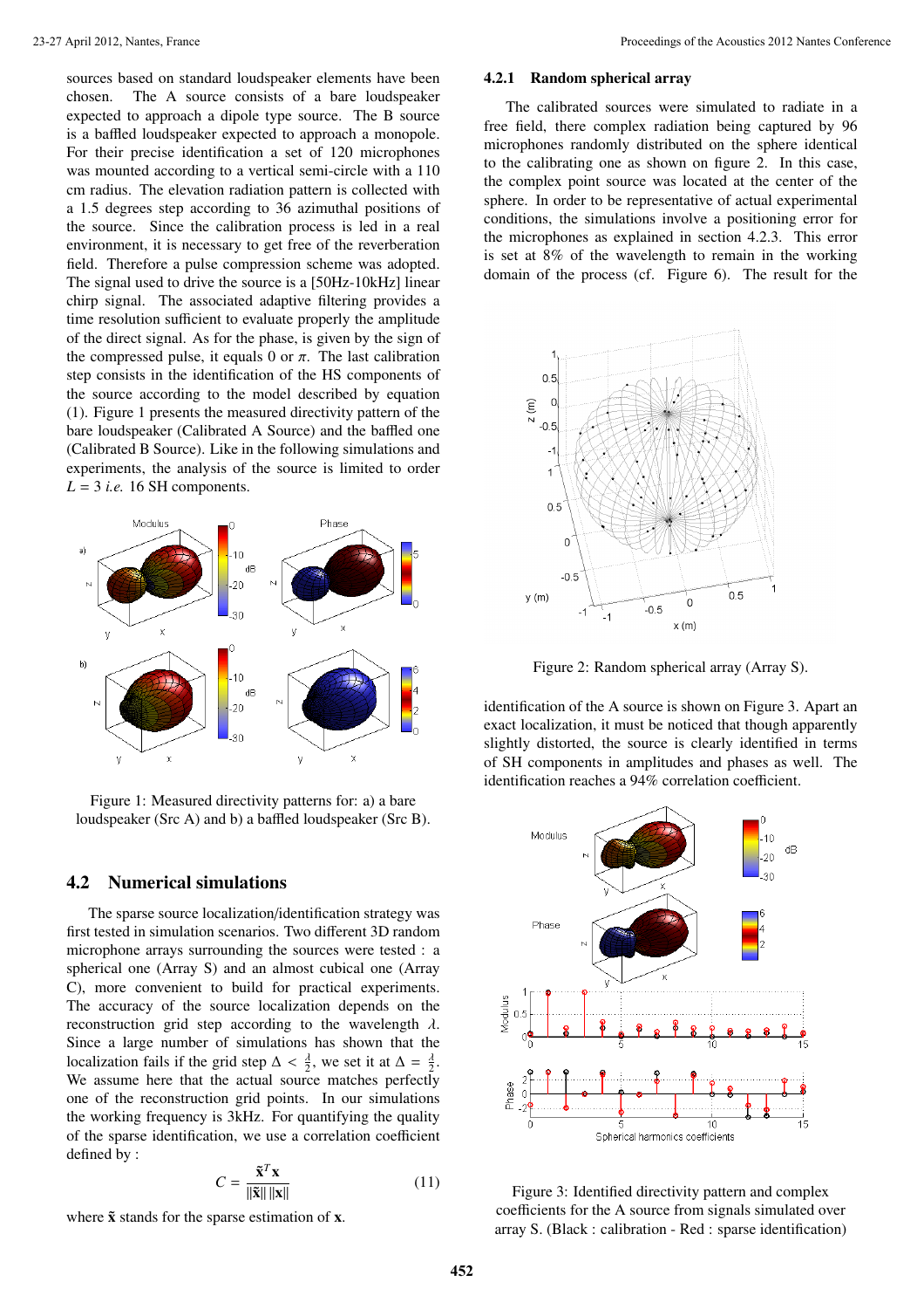sources based on standard loudspeaker elements have been chosen. The A source consists of a bare loudspeaker expected to approach a dipole type source. The B source is a baffled loudspeaker expected to approach a monopole. For their precise identification a set of 120 microphones was mounted according to a vertical semi-circle with a 110 cm radius. The elevation radiation pattern is collected with a 1.5 degrees step according to 36 azimuthal positions of the source. Since the calibration process is led in a real environment, it is necessary to get free of the reverberation field. Therefore a pulse compression scheme was adopted. The signal used to drive the source is a [50Hz-10kHz] linear chirp signal. The associated adaptive filtering provides a time resolution sufficient to evaluate properly the amplitude of the direct signal. As for the phase, is given by the sign of the compressed pulse, it equals 0 or $\pi$. The last calibration step consists in the identification of the HS components of the source according to the model described by equation (1). Figure 1 presents the measured directivity pattern of the bare loudspeaker (Calibrated A Source) and the baffled one (Calibrated B Source). Like in the following simulations and experiments, the analysis of the source is limited to order $L = 3$ *i.e.* 16 SH components.

Figure 1: Measured directivity patterns for: a) a bare loudspeaker (Src A) and b) a baffled loudspeaker (Src B).

## 4.2 Numerical simulations

The sparse source localization/identification strategy was first tested in simulation scenarios. Two different 3D random microphone arrays surrounding the sources were tested : a spherical one (Array S) and an almost cubical one (Array C), more convenient to build for practical experiments. The accuracy of the source localization depends on the reconstruction grid step according to the wavelength $\lambda$. Since a large number of simulations has shown that the localization fails if the grid step $\Delta < \frac{\lambda}{2}$, we set it at $\Delta = \frac{\lambda}{2}$. We assume here that the actual source matches perfectly one of the reconstruction grid points. In our simulations the working frequency is 3kHz. For quantifying the quality of the sparse identification, we use a correlation coefficient defined by :

$$C = \frac{\tilde{\mathbf{x}}^T \mathbf{x}}{\|\tilde{\mathbf{x}}\| \, \|\mathbf{x}\|} \tag{11}$$

where $\tilde{\mathbf{x}}$ stands for the sparse estimation of $\mathbf{x}$.

### 4.2.1 Random spherical array

The calibrated sources were simulated to radiate in a free field, there complex radiation being captured by 96 microphones randomly distributed on the sphere identical to the calibrating one as shown on figure 2. In this case, the complex point source was located at the center of the sphere. In order to be representative of actual experimental conditions, the simulations involve a positioning error for the microphones as explained in section 4.2.3. This error is set at 8% of the wavelength to remain in the working domain of the process (cf. Figure 6). The result for the identification of the A source is shown on Figure 3. Apart an exact localization, it must be noticed that though apparently slightly distorted, the source is clearly identified in terms of SH components in amplitudes and phases as well. The identification reaches a 94% correlation coefficient.

Figure 2: Random spherical array (Array S).

Figure 3: Identified directivity pattern and complex coefficients for the A source from signals simulated over array S. (Black : calibration - Red : sparse identification)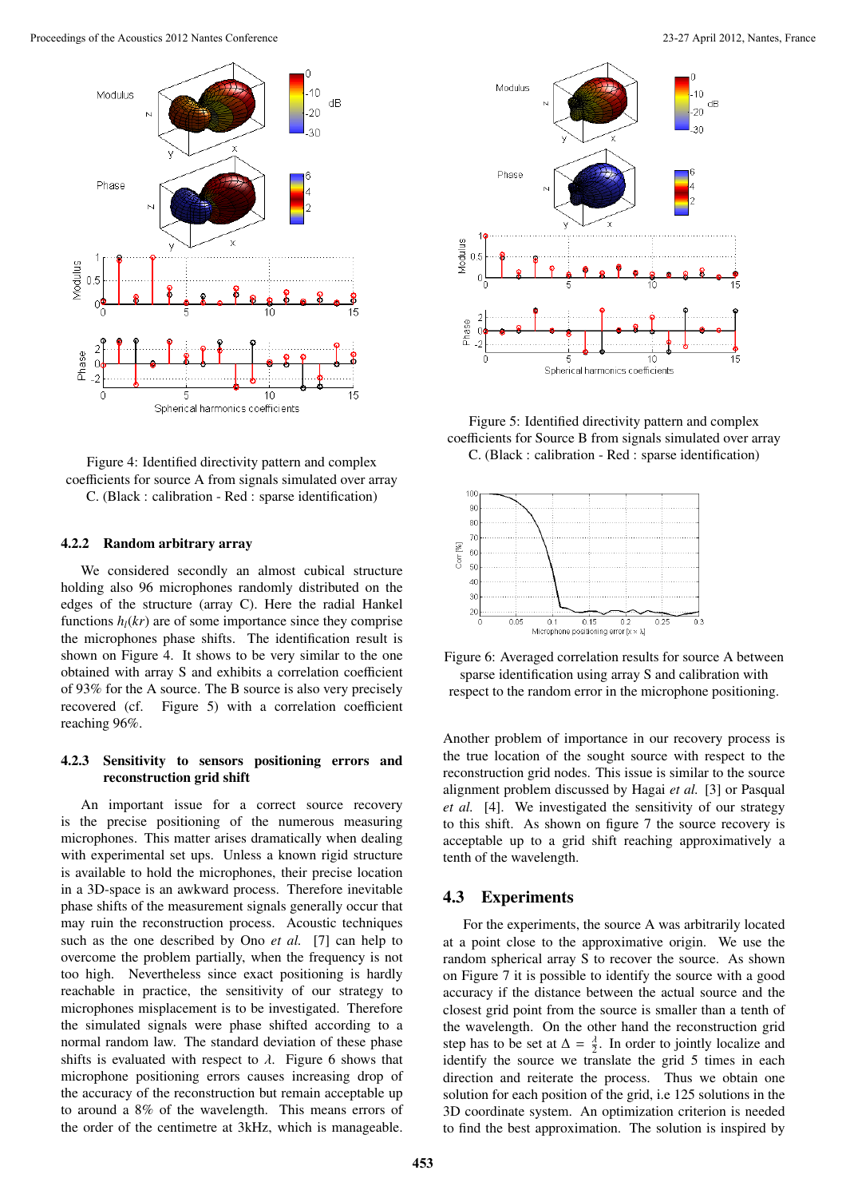Figure 4: Identified directivity pattern and complex coefficients for source A from signals simulated over array C. (Black : calibration - Red : sparse identification)

### 4.2.2 Random arbitrary array

We considered secondly an almost cubical structure holding also 96 microphones randomly distributed on the edges of the structure (array C). Here the radial Hankel functions $h_l(kr)$ are of some importance since they comprise the microphones phase shifts. The identification result is shown on Figure 4. It shows to be very similar to the one obtained with array S and exhibits a correlation coefficient of 93% for the A source. The B source is also very precisely recovered (cf. Figure 5) with a correlation coefficient reaching 96%.

### 4.2.3 Sensitivity to sensors positioning errors and reconstruction grid shift

An important issue for a correct source recovery is the precise positioning of the numerous measuring microphones. This matter arises dramatically when dealing with experimental set ups. Unless a known rigid structure is available to hold the microphones, their precise location in a 3D-space is an awkward process. Therefore inevitable phase shifts of the measurement signals generally occur that may ruin the reconstruction process. Acoustic techniques such as the one described by Ono *et al.* [7] can help to overcome the problem partially, when the frequency is not too high. Nevertheless since exact positioning is hardly reachable in practice, the sensitivity of our strategy to microphones misplacement is to be investigated. Therefore the simulated signals were phase shifted according to a normal random law. The standard deviation of these phase shifts is evaluated with respect to $\lambda$. Figure 6 shows that microphone positioning errors causes increasing drop of the accuracy of the reconstruction but remain acceptable up to around a 8% of the wavelength. This means errors of the order of the centimetre at 3kHz, which is manageable.

Figure 5: Identified directivity pattern and complex coefficients for Source B from signals simulated over array C. (Black : calibration - Red : sparse identification)

Figure 6: Averaged correlation results for source A between sparse identification using array S and calibration with respect to the random error in the microphone positioning.

Another problem of importance in our recovery process is the true location of the sought source with respect to the reconstruction grid nodes. This issue is similar to the source alignment problem discussed by Hagai *et al.* [3] or Pasqual *et al.* [4]. We investigated the sensitivity of our strategy to this shift. As shown on figure 7 the source recovery is acceptable up to a grid shift reaching approximatively a tenth of the wavelength.

## 4.3 Experiments

For the experiments, the source A was arbitrarily located at a point close to the approximative origin. We use the random spherical array S to recover the source. As shown on Figure 7 it is possible to identify the source with a good accuracy if the distance between the actual source and the closest grid point from the source is smaller than a tenth of the wavelength. On the other hand the reconstruction grid step has to be set at $\Delta = \frac{\lambda}{2}$. In order to jointly localize and identify the source we translate the grid 5 times in each direction and reiterate the process. Thus we obtain one solution for each position of the grid, i.e 125 solutions in the 3D coordinate system. An optimization criterion is needed to find the best approximation. The solution is inspired by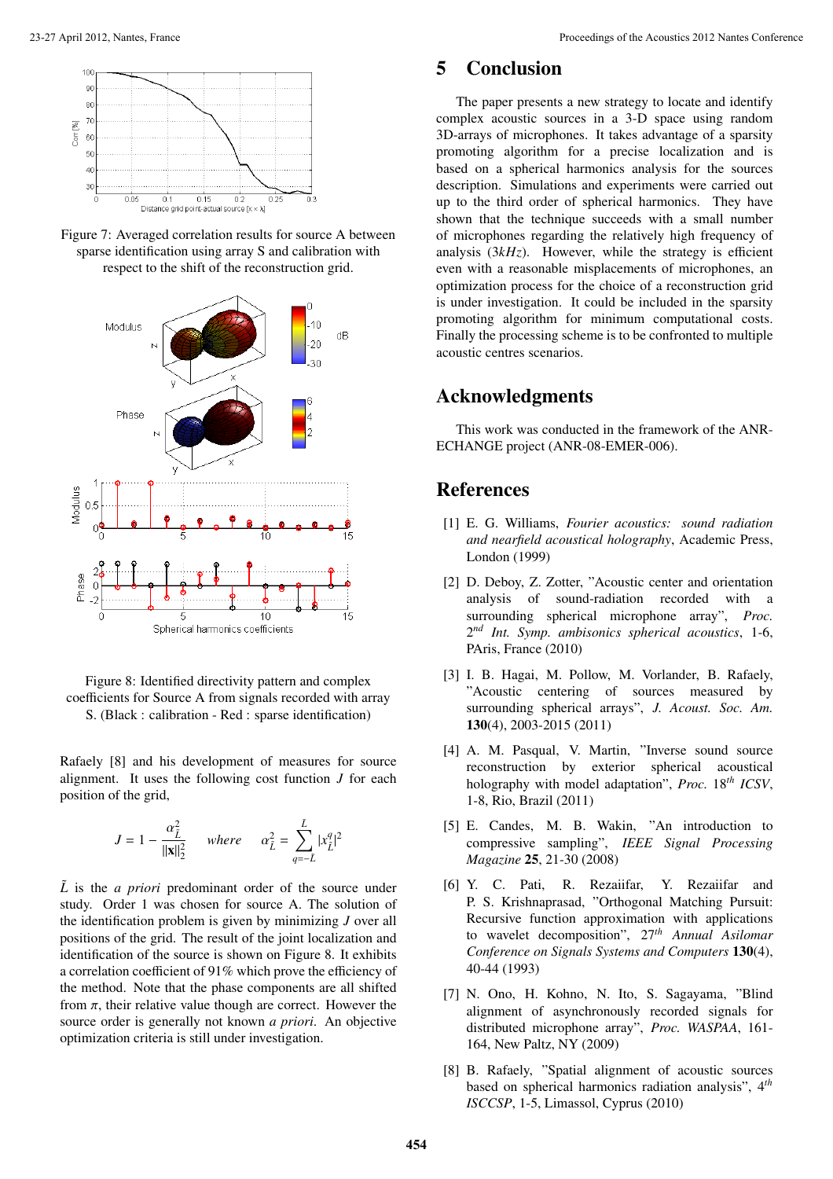100
90
80
70
60
50
40
30
Corr [%]
0 0.05 0.1 0.15 0.2 0.25 0.3
Distance grid point-actual source [x × λ]

Figure 7: Averaged correlation results for source A between sparse identification using array S and calibration with respect to the shift of the reconstruction grid.

Modulus
Phase
0
-10
-20
-30
dB
6
4
2
Modulus
Phase
Spherical harmonics coefficients

Figure 8: Identified directivity pattern and complex coefficients for Source A from signals recorded with array S. (Black : calibration - Red : sparse identification)

Rafaely [8] and his development of measures for source alignment. It uses the following cost function $J$ for each position of the grid,

$$J = 1 - \frac{\alpha_{\tilde{L}}^2}{\|\mathbf{x}\|_2^2} \quad where \quad \alpha_{\tilde{L}}^2 = \sum_{q=-\tilde{L}}^{\tilde{L}} |x_{\tilde{L}}^q|^2$$

$\tilde{L}$ is the *a priori* predominant order of the source under study. Order 1 was chosen for source A. The solution of the identification problem is given by minimizing $J$ over all positions of the grid. The result of the joint localization and identification of the source is shown on Figure 8. It exhibits a correlation coefficient of 91% which prove the efficiency of the method. Note that the phase components are all shifted from $\pi$, their relative value though are correct. However the source order is generally not known *a priori*. An objective optimization criteria is still under investigation.

# 5 Conclusion

The paper presents a new strategy to locate and identify complex acoustic sources in a 3-D space using random 3D-arrays of microphones. It takes advantage of a sparsity promoting algorithm for a precise localization and is based on a spherical harmonics analysis for the sources description. Simulations and experiments were carried out up to the third order of spherical harmonics. They have shown that the technique succeeds with a small number of microphones regarding the relatively high frequency of analysis ($3kHz$). However, while the strategy is efficient even with a reasonable misplacements of microphones, an optimization process for the choice of a reconstruction grid is under investigation. It could be included in the sparsity promoting algorithm for minimum computational costs. Finally the processing scheme is to be confronted to multiple acoustic centres scenarios.

# Acknowledgments

This work was conducted in the framework of the ANR-ECHANGE project (ANR-08-EMER-006).

# References

[1] E. G. Williams, *Fourier acoustics: sound radiation and nearfield acoustical holography*, Academic Press, London (1999)

[2] D. Deboy, Z. Zotter, "Acoustic center and orientation analysis of sound-radiation recorded with a surrounding spherical microphone array", *Proc. 2nd Int. Symp. ambisonics spherical acoustics*, 1-6, PAris, France (2010)

[3] I. B. Hagai, M. Pollow, M. Vorlander, B. Rafaely, "Acoustic centering of sources measured by surrounding spherical arrays", *J. Acoust. Soc. Am.* **130**(4), 2003-2015 (2011)

[4] A. M. Pasqual, V. Martin, "Inverse sound source reconstruction by exterior spherical acoustical holography with model adaptation", *Proc.* 18*th* *ICSV*, 1-8, Rio, Brazil (2011)

[5] E. Candes, M. B. Wakin, "An introduction to compressive sampling", *IEEE Signal Processing Magazine* **25**, 21-30 (2008)

[6] Y. C. Pati, R. Rezaiifar, Y. Rezaiifar and P. S. Krishnaprasad, "Orthogonal Matching Pursuit: Recursive function approximation with applications to wavelet decomposition", 27*th* *Annual Asilomar Conference on Signals Systems and Computers* **130**(4), 40-44 (1993)

[7] N. Ono, H. Kohno, N. Ito, S. Sagayama, "Blind alignment of asynchronously recorded signals for distributed microphone array", *Proc. WASPAA*, 161-164, New Paltz, NY (2009)

[8] B. Rafaely, "Spatial alignment of acoustic sources based on spherical harmonics radiation analysis", 4*th* *ISCCSP*, 1-5, Limassol, Cyprus (2010)